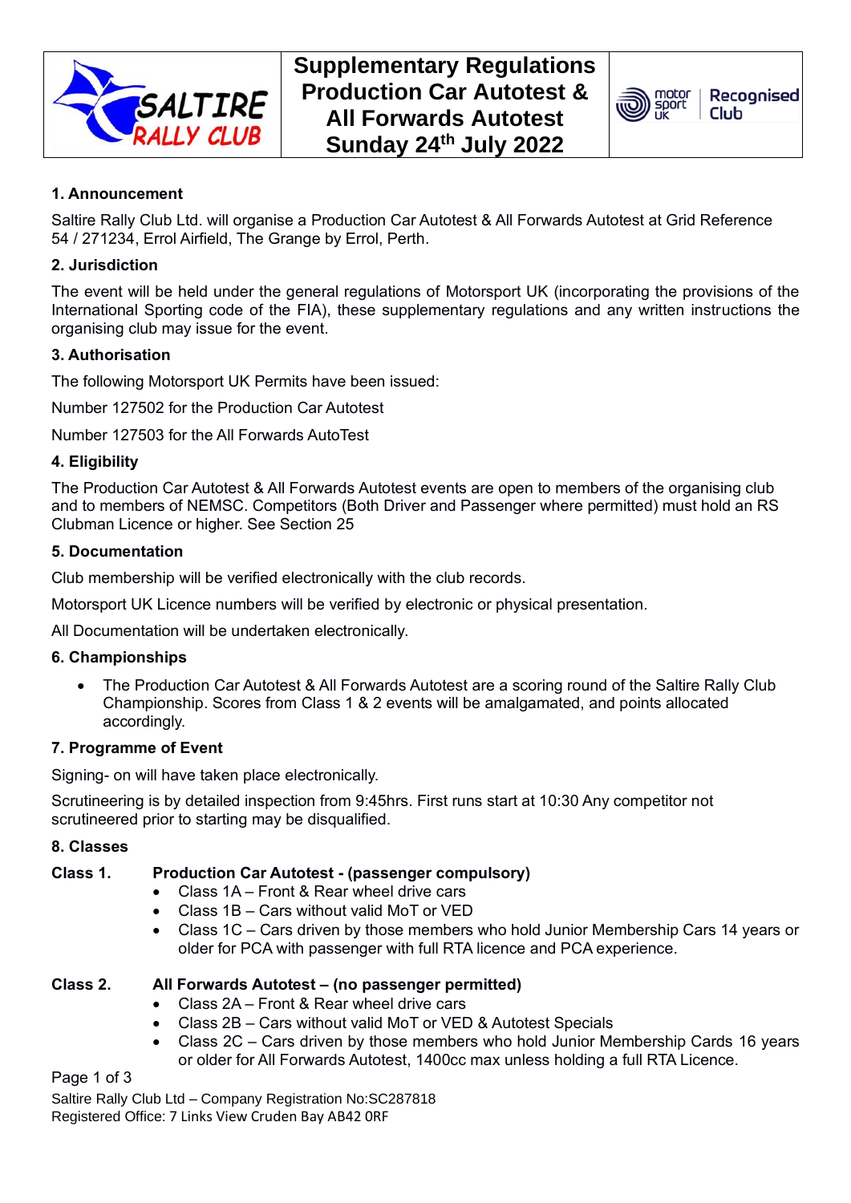# Supplementary Regulations Production Car Autotest & All Forwards Autotest Sunday 24th July 2022

### 1. Announcement

Saltire Rally Club Ltd. will organise a Production Car Autotest & All Forwards Autotest at Grid Reference 54 / 271234, Errol Airfield, The Grange by Errol, Perth.

### 2. Jurisdiction

The event will be held under the general regulations of Motorsport UK (incorporating the provisions of the International Sporting code of the FIA), these supplementary regulations and any written instructions the organising club may issue for the event.

### 3. Authorisation

The following Motorsport UK Permits have been issued:

Number 127502 for the Production Car Autotest

Number 127503 for the All Forwards AutoTest

### 4. Eligibility

The Production Car Autotest & All Forwards Autotest events are open to members of the organising club and to members of NEMSC. Competitors (Both Driver and Passenger where permitted) must hold an RS Clubman Licence or higher. See Section 25

### 5. Documentation

Club membership will be verified electronically with the club records.

Motorsport UK Licence numbers will be verified by electronic or physical presentation.

All Documentation will be undertaken electronically.

### 6. Championships

- The Production Car Autotest & All Forwards Autotest are a scoring round of the Saltire Rally Club Championship. Scores from Class 1 & 2 events will be amalgamated, and points allocated accordingly.

### 7. Programme of Event

Signing- on will have taken place electronically.

Scrutineering is by detailed inspection from 9:45hrs. First runs start at 10:30 Any competitor not scrutineered prior to starting may be disqualified.

### 8. Classes

**Class 1. Production Car Autotest - (passenger compulsory)**

- Class 1A – Front & Rear wheel drive cars
- Class 1B – Cars without valid MoT or VED
- Class 1C – Cars driven by those members who hold Junior Membership Cars 14 years or older for PCA with passenger with full RTA licence and PCA experience.

**Class 2. All Forwards Autotest – (no passenger permitted)**

- Class 2A – Front & Rear wheel drive cars
- Class 2B – Cars without valid MoT or VED & Autotest Specials
- Class 2C – Cars driven by those members who hold Junior Membership Cards 16 years or older for All Forwards Autotest, 1400cc max unless holding a full RTA Licence.

Saltire Rally Club Ltd – Company Registration No:SC287818
Registered Office: 7 Links View Cruden Bay AB42 0RF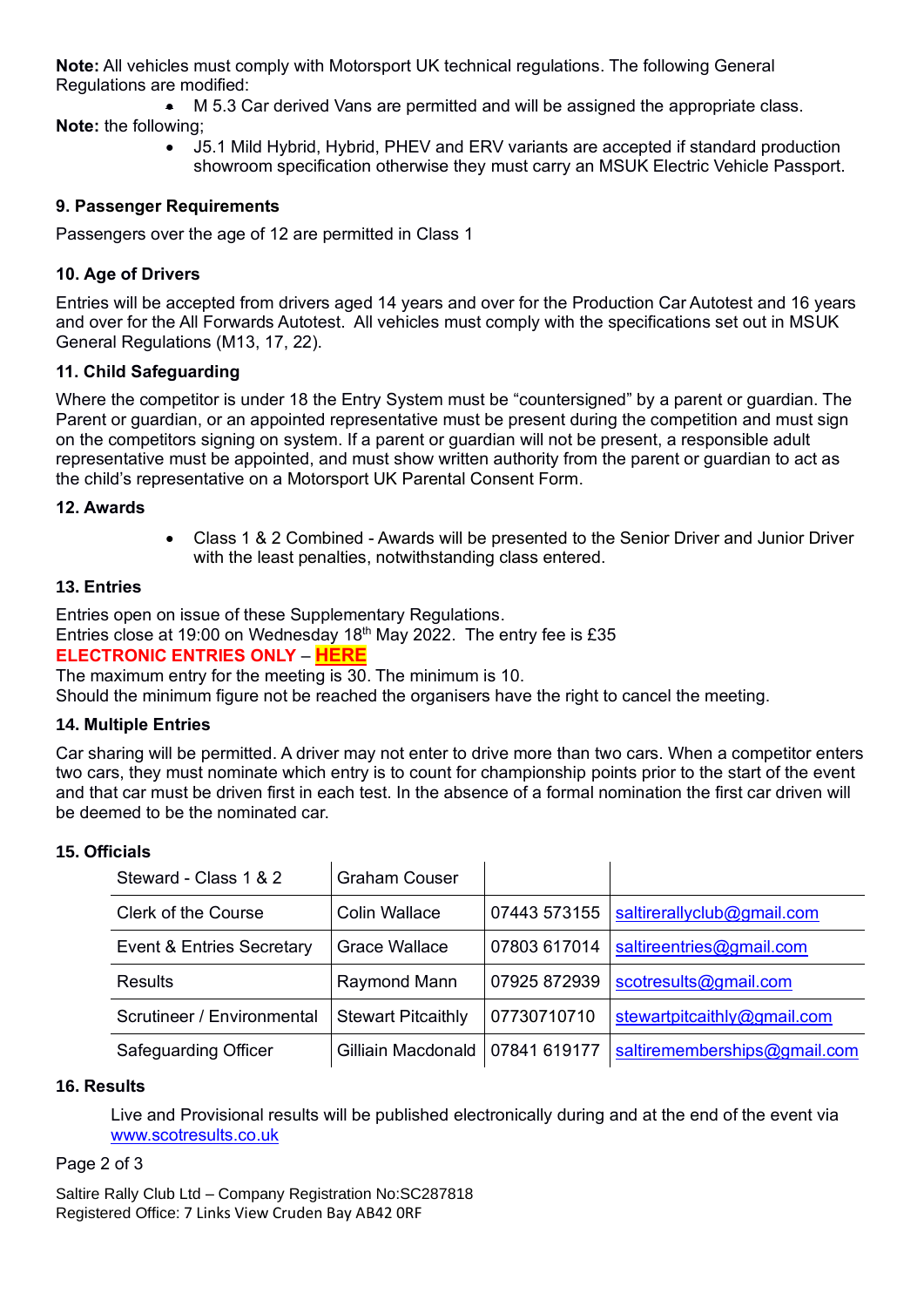**Note:** All vehicles must comply with Motorsport UK technical regulations. The following General Regulations are modified:

- M 5.3 Car derived Vans are permitted and will be assigned the appropriate class.

**Note:** the following;

- J5.1 Mild Hybrid, Hybrid, PHEV and ERV variants are accepted if standard production showroom specification otherwise they must carry an MSUK Electric Vehicle Passport.

### 9. Passenger Requirements

Passengers over the age of 12 are permitted in Class 1

### 10. Age of Drivers

Entries will be accepted from drivers aged 14 years and over for the Production Car Autotest and 16 years and over for the All Forwards Autotest. All vehicles must comply with the specifications set out in MSUK General Regulations (M13, 17, 22).

### 11. Child Safeguarding

Where the competitor is under 18 the Entry System must be "countersigned" by a parent or guardian. The Parent or guardian, or an appointed representative must be present during the competition and must sign on the competitors signing on system. If a parent or guardian will not be present, a responsible adult representative must be appointed, and must show written authority from the parent or guardian to act as the child's representative on a Motorsport UK Parental Consent Form.

### 12. Awards

- Class 1 & 2 Combined - Awards will be presented to the Senior Driver and Junior Driver with the least penalties, notwithstanding class entered.

### 13. Entries

Entries open on issue of these Supplementary Regulations.
Entries close at 19:00 on Wednesday 18th May 2022. The entry fee is £35
**ELECTRONIC ENTRIES ONLY – HERE**
The maximum entry for the meeting is 30. The minimum is 10.
Should the minimum figure not be reached the organisers have the right to cancel the meeting.

### 14. Multiple Entries

Car sharing will be permitted. A driver may not enter to drive more than two cars. When a competitor enters two cars, they must nominate which entry is to count for championship points prior to the start of the event and that car must be driven first in each test. In the absence of a formal nomination the first car driven will be deemed to be the nominated car.

### 15. Officials

| | | | |
|---|---|---|---|
| Steward - Class 1 & 2 | Graham Couser | | |
| Clerk of the Course | Colin Wallace | 07443 573155 | saltirerallyclub@gmail.com |
| Event & Entries Secretary | Grace Wallace | 07803 617014 | saltireentries@gmail.com |
| Results | Raymond Mann | 07925 872939 | scotresults@gmail.com |
| Scrutineer / Environmental | Stewart Pitcaithly | 07730710710 | stewartpitcaithly@gmail.com |
| Safeguarding Officer | Gilliain Macdonald | 07841 619177 | saltirememberships@gmail.com |

### 16. Results

Live and Provisional results will be published electronically during and at the end of the event via www.scotresults.co.uk

Saltire Rally Club Ltd – Company Registration No:SC287818
Registered Office: 7 Links View Cruden Bay AB42 0RF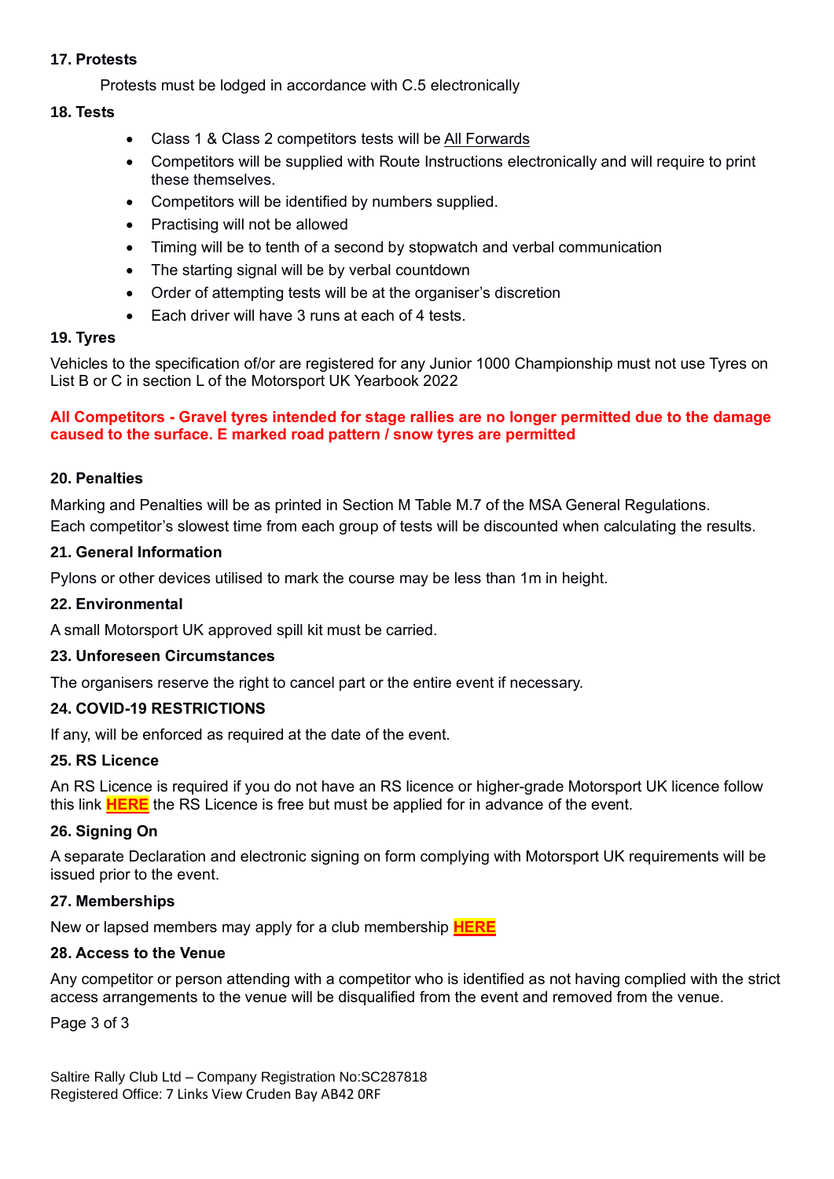### 17. Protests

Protests must be lodged in accordance with C.5 electronically

### 18. Tests

- Class 1 & Class 2 competitors tests will be All Forwards
- Competitors will be supplied with Route Instructions electronically and will require to print these themselves.
- Competitors will be identified by numbers supplied.
- Practising will not be allowed
- Timing will be to tenth of a second by stopwatch and verbal communication
- The starting signal will be by verbal countdown
- Order of attempting tests will be at the organiser's discretion
- Each driver will have 3 runs at each of 4 tests.

### 19. Tyres

Vehicles to the specification of/or are registered for any Junior 1000 Championship must not use Tyres on List B or C in section L of the Motorsport UK Yearbook 2022

**All Competitors - Gravel tyres intended for stage rallies are no longer permitted due to the damage caused to the surface. E marked road pattern / snow tyres are permitted**

### 20. Penalties

Marking and Penalties will be as printed in Section M Table M.7 of the MSA General Regulations.
Each competitor's slowest time from each group of tests will be discounted when calculating the results.

### 21. General Information

Pylons or other devices utilised to mark the course may be less than 1m in height.

### 22. Environmental

A small Motorsport UK approved spill kit must be carried.

### 23. Unforeseen Circumstances

The organisers reserve the right to cancel part or the entire event if necessary.

### 24. COVID-19 RESTRICTIONS

If any, will be enforced as required at the date of the event.

### 25. RS Licence

An RS Licence is required if you do not have an RS licence or higher-grade Motorsport UK licence follow this link **HERE** the RS Licence is free but must be applied for in advance of the event.

### 26. Signing On

A separate Declaration and electronic signing on form complying with Motorsport UK requirements will be issued prior to the event.

### 27. Memberships

New or lapsed members may apply for a club membership **HERE**

### 28. Access to the Venue

Any competitor or person attending with a competitor who is identified as not having complied with the strict access arrangements to the venue will be disqualified from the event and removed from the venue.

Saltire Rally Club Ltd – Company Registration No:SC287818
Registered Office: 7 Links View Cruden Bay AB42 0RF